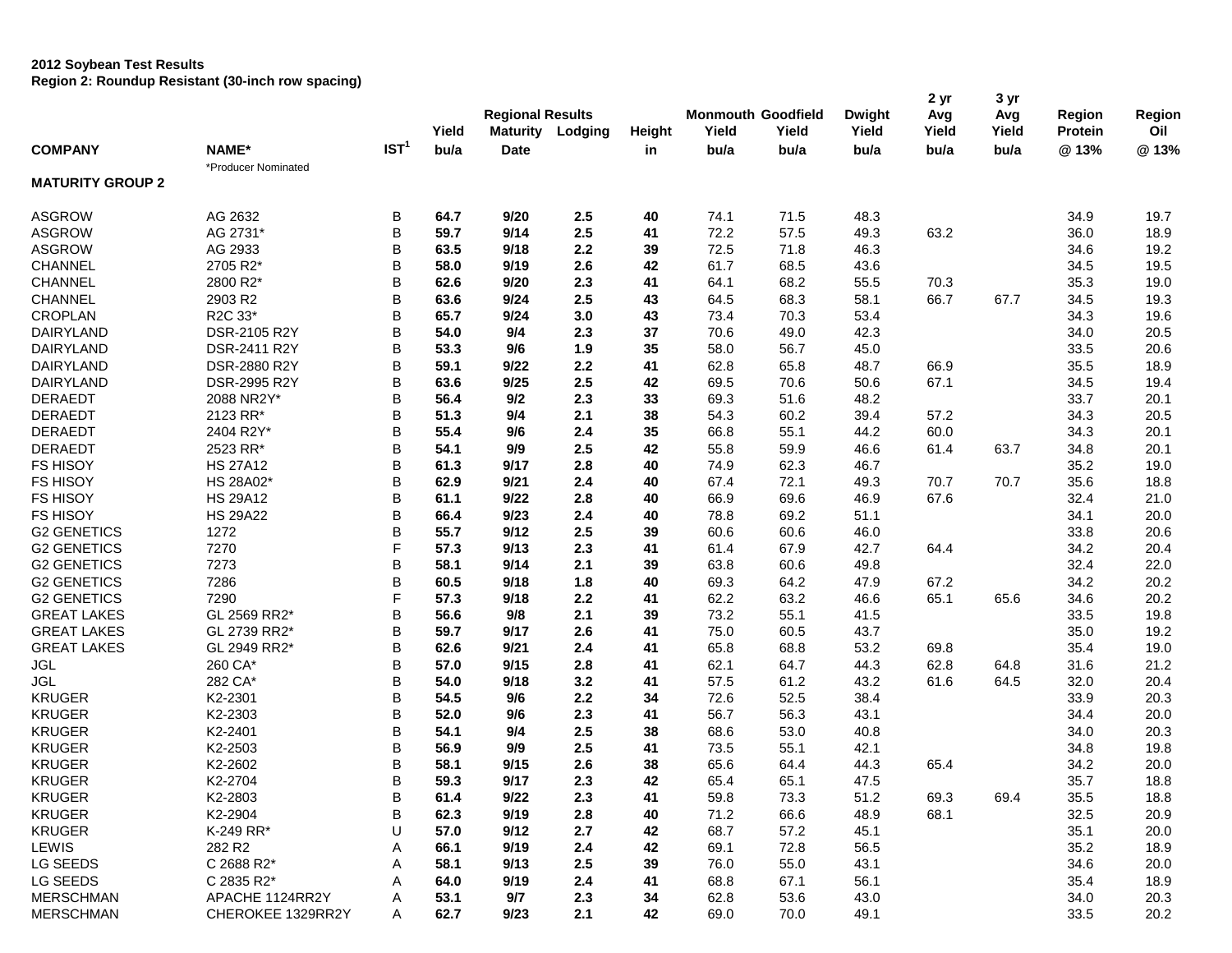**2012 Soybean Test Results**
**Region 2: Roundup Resistant (30-inch row spacing)**

| COMPANY | NAME* | IST[1] | Regional Results Yield bu/a | Maturity Date | Lodging | Height in | Monmouth Yield bu/a | Goodfield Yield bu/a | Dwight Yield bu/a | 2 yr Avg Yield bu/a | 3 yr Avg Yield bu/a | Region Protein @ 13% | Region Oil @ 13% |
|---|---|---|---|---|---|---|---|---|---|---|---|---|---|
| | *Producer Nominated | | | | | | | | | | | | |
| **MATURITY GROUP 2** | | | | | | | | | | | | | |
| ASGROW | AG 2632 | B | **64.7** | **9/20** | **2.5** | **40** | 74.1 | 71.5 | 48.3 | | | 34.9 | 19.7 |
| ASGROW | AG 2731* | B | **59.7** | **9/14** | **2.5** | **41** | 72.2 | 57.5 | 49.3 | 63.2 | | 36.0 | 18.9 |
| ASGROW | AG 2933 | B | **63.5** | **9/18** | **2.2** | **39** | 72.5 | 71.8 | 46.3 | | | 34.6 | 19.2 |
| CHANNEL | 2705 R2* | B | **58.0** | **9/19** | **2.6** | **42** | 61.7 | 68.5 | 43.6 | | | 34.5 | 19.5 |
| CHANNEL | 2800 R2* | B | **62.6** | **9/20** | **2.3** | **41** | 64.1 | 68.2 | 55.5 | 70.3 | | 35.3 | 19.0 |
| CHANNEL | 2903 R2 | B | **63.6** | **9/24** | **2.5** | **43** | 64.5 | 68.3 | 58.1 | 66.7 | 67.7 | 34.5 | 19.3 |
| CROPLAN | R2C 33* | B | **65.7** | **9/24** | **3.0** | **43** | 73.4 | 70.3 | 53.4 | | | 34.3 | 19.6 |
| DAIRYLAND | DSR-2105 R2Y | B | **54.0** | **9/4** | **2.3** | **37** | 70.6 | 49.0 | 42.3 | | | 34.0 | 20.5 |
| DAIRYLAND | DSR-2411 R2Y | B | **53.3** | **9/6** | **1.9** | **35** | 58.0 | 56.7 | 45.0 | | | 33.5 | 20.6 |
| DAIRYLAND | DSR-2880 R2Y | B | **59.1** | **9/22** | **2.2** | **41** | 62.8 | 65.8 | 48.7 | 66.9 | | 35.5 | 18.9 |
| DAIRYLAND | DSR-2995 R2Y | B | **63.6** | **9/25** | **2.5** | **42** | 69.5 | 70.6 | 50.6 | 67.1 | | 34.5 | 19.4 |
| DERAEDT | 2088 NR2Y* | B | **56.4** | **9/2** | **2.3** | **33** | 69.3 | 51.6 | 48.2 | | | 33.7 | 20.1 |
| DERAEDT | 2123 RR* | B | **51.3** | **9/4** | **2.1** | **38** | 54.3 | 60.2 | 39.4 | 57.2 | | 34.3 | 20.5 |
| DERAEDT | 2404 R2Y* | B | **55.4** | **9/6** | **2.4** | **35** | 66.8 | 55.1 | 44.2 | 60.0 | | 34.3 | 20.1 |
| DERAEDT | 2523 RR* | B | **54.1** | **9/9** | **2.5** | **42** | 55.8 | 59.9 | 46.6 | 61.4 | 63.7 | 34.8 | 20.1 |
| FS HISOY | HS 27A12 | B | **61.3** | **9/17** | **2.8** | **40** | 74.9 | 62.3 | 46.7 | | | 35.2 | 19.0 |
| FS HISOY | HS 28A02* | B | **62.9** | **9/21** | **2.4** | **40** | 67.4 | 72.1 | 49.3 | 70.7 | 70.7 | 35.6 | 18.8 |
| FS HISOY | HS 29A12 | B | **61.1** | **9/22** | **2.8** | **40** | 66.9 | 69.6 | 46.9 | 67.6 | | 32.4 | 21.0 |
| FS HISOY | HS 29A22 | B | **66.4** | **9/23** | **2.4** | **40** | 78.8 | 69.2 | 51.1 | | | 34.1 | 20.0 |
| G2 GENETICS | 1272 | B | **55.7** | **9/12** | **2.5** | **39** | 60.6 | 60.6 | 46.0 | | | 33.8 | 20.6 |
| G2 GENETICS | 7270 | F | **57.3** | **9/13** | **2.3** | **41** | 61.4 | 67.9 | 42.7 | 64.4 | | 34.2 | 20.4 |
| G2 GENETICS | 7273 | B | **58.1** | **9/14** | **2.1** | **39** | 63.8 | 60.6 | 49.8 | | | 32.4 | 22.0 |
| G2 GENETICS | 7286 | B | **60.5** | **9/18** | **1.8** | **40** | 69.3 | 64.2 | 47.9 | 67.2 | | 34.2 | 20.2 |
| G2 GENETICS | 7290 | F | **57.3** | **9/18** | **2.2** | **41** | 62.2 | 63.2 | 46.6 | 65.1 | 65.6 | 34.6 | 20.2 |
| GREAT LAKES | GL 2569 RR2* | B | **56.6** | **9/8** | **2.1** | **39** | 73.2 | 55.1 | 41.5 | | | 33.5 | 19.8 |
| GREAT LAKES | GL 2739 RR2* | B | **59.7** | **9/17** | **2.6** | **41** | 75.0 | 60.5 | 43.7 | | | 35.0 | 19.2 |
| GREAT LAKES | GL 2949 RR2* | B | **62.6** | **9/21** | **2.4** | **41** | 65.8 | 68.8 | 53.2 | 69.8 | | 35.4 | 19.0 |
| JGL | 260 CA* | B | **57.0** | **9/15** | **2.8** | **41** | 62.1 | 64.7 | 44.3 | 62.8 | 64.8 | 31.6 | 21.2 |
| JGL | 282 CA* | B | **54.0** | **9/18** | **3.2** | **41** | 57.5 | 61.2 | 43.2 | 61.6 | 64.5 | 32.0 | 20.4 |
| KRUGER | K2-2301 | B | **54.5** | **9/6** | **2.2** | **34** | 72.6 | 52.5 | 38.4 | | | 33.9 | 20.3 |
| KRUGER | K2-2303 | B | **52.0** | **9/6** | **2.3** | **41** | 56.7 | 56.3 | 43.1 | | | 34.4 | 20.0 |
| KRUGER | K2-2401 | B | **54.1** | **9/4** | **2.5** | **38** | 68.6 | 53.0 | 40.8 | | | 34.0 | 20.3 |
| KRUGER | K2-2503 | B | **56.9** | **9/9** | **2.5** | **41** | 73.5 | 55.1 | 42.1 | | | 34.8 | 19.8 |
| KRUGER | K2-2602 | B | **58.1** | **9/15** | **2.6** | **38** | 65.6 | 64.4 | 44.3 | 65.4 | | 34.2 | 20.0 |
| KRUGER | K2-2704 | B | **59.3** | **9/17** | **2.3** | **42** | 65.4 | 65.1 | 47.5 | | | 35.7 | 18.8 |
| KRUGER | K2-2803 | B | **61.4** | **9/22** | **2.3** | **41** | 59.8 | 73.3 | 51.2 | 69.3 | 69.4 | 35.5 | 18.8 |
| KRUGER | K2-2904 | B | **62.3** | **9/19** | **2.8** | **40** | 71.2 | 66.6 | 48.9 | 68.1 | | 32.5 | 20.9 |
| KRUGER | K-249 RR* | U | **57.0** | **9/12** | **2.7** | **42** | 68.7 | 57.2 | 45.1 | | | 35.1 | 20.0 |
| LEWIS | 282 R2 | A | **66.1** | **9/19** | **2.4** | **42** | 69.1 | 72.8 | 56.5 | | | 35.2 | 18.9 |
| LG SEEDS | C 2688 R2* | A | **58.1** | **9/13** | **2.5** | **39** | 76.0 | 55.0 | 43.1 | | | 34.6 | 20.0 |
| LG SEEDS | C 2835 R2* | A | **64.0** | **9/19** | **2.4** | **41** | 68.8 | 67.1 | 56.1 | | | 35.4 | 18.9 |
| MERSCHMAN | APACHE 1124RR2Y | A | **53.1** | **9/7** | **2.3** | **34** | 62.8 | 53.6 | 43.0 | | | 34.0 | 20.3 |
| MERSCHMAN | CHEROKEE 1329RR2Y | A | **62.7** | **9/23** | **2.1** | **42** | 69.0 | 70.0 | 49.1 | | | 33.5 | 20.2 |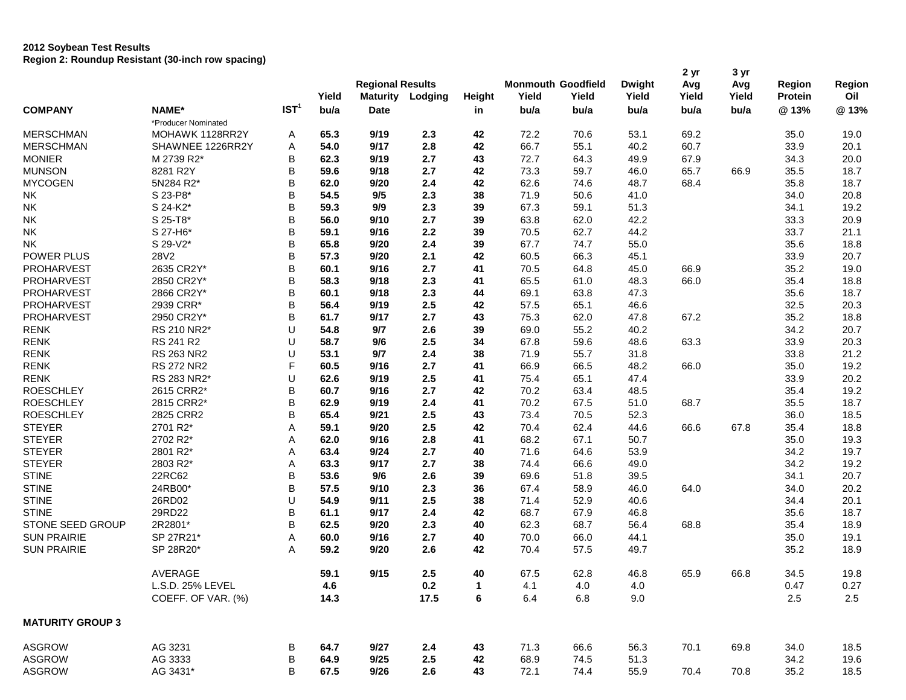**2012 Soybean Test Results**
**Region 2: Roundup Resistant (30-inch row spacing)**

| COMPANY | NAME* | IST[1] | Regional Results Yield bu/a | Maturity Date | Lodging | Height in | Monmouth Yield bu/a | Goodfield Yield bu/a | Dwight Yield bu/a | 2 yr Avg Yield bu/a | 3 yr Avg Yield bu/a | Region Protein @ 13% | Region Oil @ 13% |
|---|---|---|---|---|---|---|---|---|---|---|---|---|---|
| | *Producer Nominated | | | | | | | | | | | | |
| MERSCHMAN | MOHAWK 1128RR2Y | A | **65.3** | **9/19** | **2.3** | **42** | 72.2 | 70.6 | 53.1 | 69.2 | | 35.0 | 19.0 |
| MERSCHMAN | SHAWNEE 1226RR2Y | A | **54.0** | **9/17** | **2.8** | **42** | 66.7 | 55.1 | 40.2 | 60.7 | | 33.9 | 20.1 |
| MONIER | M 2739 R2* | B | **62.3** | **9/19** | **2.7** | **43** | 72.7 | 64.3 | 49.9 | 67.9 | | 34.3 | 20.0 |
| MUNSON | 8281 R2Y | B | **59.6** | **9/18** | **2.7** | **42** | 73.3 | 59.7 | 46.0 | 65.7 | 66.9 | 35.5 | 18.7 |
| MYCOGEN | 5N284 R2* | B | **62.0** | **9/20** | **2.4** | **42** | 62.6 | 74.6 | 48.7 | 68.4 | | 35.8 | 18.7 |
| NK | S 23-P8* | B | **54.5** | **9/5** | **2.3** | **38** | 71.9 | 50.6 | 41.0 | | | 34.0 | 20.8 |
| NK | S 24-K2* | B | **59.3** | **9/9** | **2.3** | **39** | 67.3 | 59.1 | 51.3 | | | 34.1 | 19.2 |
| NK | S 25-T8* | B | **56.0** | **9/10** | **2.7** | **39** | 63.8 | 62.0 | 42.2 | | | 33.3 | 20.9 |
| NK | S 27-H6* | B | **59.1** | **9/16** | **2.2** | **39** | 70.5 | 62.7 | 44.2 | | | 33.7 | 21.1 |
| NK | S 29-V2* | B | **65.8** | **9/20** | **2.4** | **39** | 67.7 | 74.7 | 55.0 | | | 35.6 | 18.8 |
| POWER PLUS | 28V2 | B | **57.3** | **9/20** | **2.1** | **42** | 60.5 | 66.3 | 45.1 | | | 33.9 | 20.7 |
| PROHARVEST | 2635 CR2Y* | B | **60.1** | **9/16** | **2.7** | **41** | 70.5 | 64.8 | 45.0 | 66.9 | | 35.2 | 19.0 |
| PROHARVEST | 2850 CR2Y* | B | **58.3** | **9/18** | **2.3** | **41** | 65.5 | 61.0 | 48.3 | 66.0 | | 35.4 | 18.8 |
| PROHARVEST | 2866 CR2Y* | B | **60.1** | **9/18** | **2.3** | **44** | 69.1 | 63.8 | 47.3 | | | 35.6 | 18.7 |
| PROHARVEST | 2939 CRR* | B | **56.4** | **9/19** | **2.5** | **42** | 57.5 | 65.1 | 46.6 | | | 32.5 | 20.3 |
| PROHARVEST | 2950 CR2Y* | B | **61.7** | **9/17** | **2.7** | **43** | 75.3 | 62.0 | 47.8 | 67.2 | | 35.2 | 18.8 |
| RENK | RS 210 NR2* | U | **54.8** | **9/7** | **2.6** | **39** | 69.0 | 55.2 | 40.2 | | | 34.2 | 20.7 |
| RENK | RS 241 R2 | U | **58.7** | **9/6** | **2.5** | **34** | 67.8 | 59.6 | 48.6 | 63.3 | | 33.9 | 20.3 |
| RENK | RS 263 NR2 | U | **53.1** | **9/7** | **2.4** | **38** | 71.9 | 55.7 | 31.8 | | | 33.8 | 21.2 |
| RENK | RS 272 NR2 | F | **60.5** | **9/16** | **2.7** | **41** | 66.9 | 66.5 | 48.2 | 66.0 | | 35.0 | 19.2 |
| RENK | RS 283 NR2* | U | **62.6** | **9/19** | **2.5** | **41** | 75.4 | 65.1 | 47.4 | | | 33.9 | 20.2 |
| ROESCHLEY | 2615 CRR2* | B | **60.7** | **9/16** | **2.7** | **42** | 70.2 | 63.4 | 48.5 | | | 35.4 | 19.2 |
| ROESCHLEY | 2815 CRR2* | B | **62.9** | **9/19** | **2.4** | **41** | 70.2 | 67.5 | 51.0 | 68.7 | | 35.5 | 18.7 |
| ROESCHLEY | 2825 CRR2 | B | **65.4** | **9/21** | **2.5** | **43** | 73.4 | 70.5 | 52.3 | | | 36.0 | 18.5 |
| STEYER | 2701 R2* | A | **59.1** | **9/20** | **2.5** | **42** | 70.4 | 62.4 | 44.6 | 66.6 | 67.8 | 35.4 | 18.8 |
| STEYER | 2702 R2* | A | **62.0** | **9/16** | **2.8** | **41** | 68.2 | 67.1 | 50.7 | | | 35.0 | 19.3 |
| STEYER | 2801 R2* | A | **63.4** | **9/24** | **2.7** | **40** | 71.6 | 64.6 | 53.9 | | | 34.2 | 19.7 |
| STEYER | 2803 R2* | A | **63.3** | **9/17** | **2.7** | **38** | 74.4 | 66.6 | 49.0 | | | 34.2 | 19.2 |
| STINE | 22RC62 | B | **53.6** | **9/6** | **2.6** | **39** | 69.6 | 51.8 | 39.5 | | | 34.1 | 20.7 |
| STINE | 24RB00* | B | **57.5** | **9/10** | **2.3** | **36** | 67.4 | 58.9 | 46.0 | 64.0 | | 34.0 | 20.2 |
| STINE | 26RD02 | U | **54.9** | **9/11** | **2.5** | **38** | 71.4 | 52.9 | 40.6 | | | 34.4 | 20.1 |
| STINE | 29RD22 | B | **61.1** | **9/17** | **2.4** | **42** | 68.7 | 67.9 | 46.8 | | | 35.6 | 18.7 |
| STONE SEED GROUP | 2R2801* | B | **62.5** | **9/20** | **2.3** | **40** | 62.3 | 68.7 | 56.4 | 68.8 | | 35.4 | 18.9 |
| SUN PRAIRIE | SP 27R21* | A | **60.0** | **9/16** | **2.7** | **40** | 70.0 | 66.0 | 44.1 | | | 35.0 | 19.1 |
| SUN PRAIRIE | SP 28R20* | A | **59.2** | **9/20** | **2.6** | **42** | 70.4 | 57.5 | 49.7 | | | 35.2 | 18.9 |
| | AVERAGE | | **59.1** | **9/15** | **2.5** | **40** | 67.5 | 62.8 | 46.8 | 65.9 | 66.8 | 34.5 | 19.8 |
| | L.S.D. 25% LEVEL | | **4.6** | | **0.2** | **1** | 4.1 | 4.0 | 4.0 | | | 0.47 | 0.27 |
| | COEFF. OF VAR. (%) | | **14.3** | | **17.5** | **6** | 6.4 | 6.8 | 9.0 | | | 2.5 | 2.5 |
| **MATURITY GROUP 3** | | | | | | | | | | | | | |
| ASGROW | AG 3231 | B | **64.7** | **9/27** | **2.4** | **43** | 71.3 | 66.6 | 56.3 | 70.1 | 69.8 | 34.0 | 18.5 |
| ASGROW | AG 3333 | B | **64.9** | **9/25** | **2.5** | **42** | 68.9 | 74.5 | 51.3 | | | 34.2 | 19.6 |
| ASGROW | AG 3431* | B | **67.5** | **9/26** | **2.6** | **43** | 72.1 | 74.4 | 55.9 | 70.4 | 70.8 | 35.2 | 18.5 |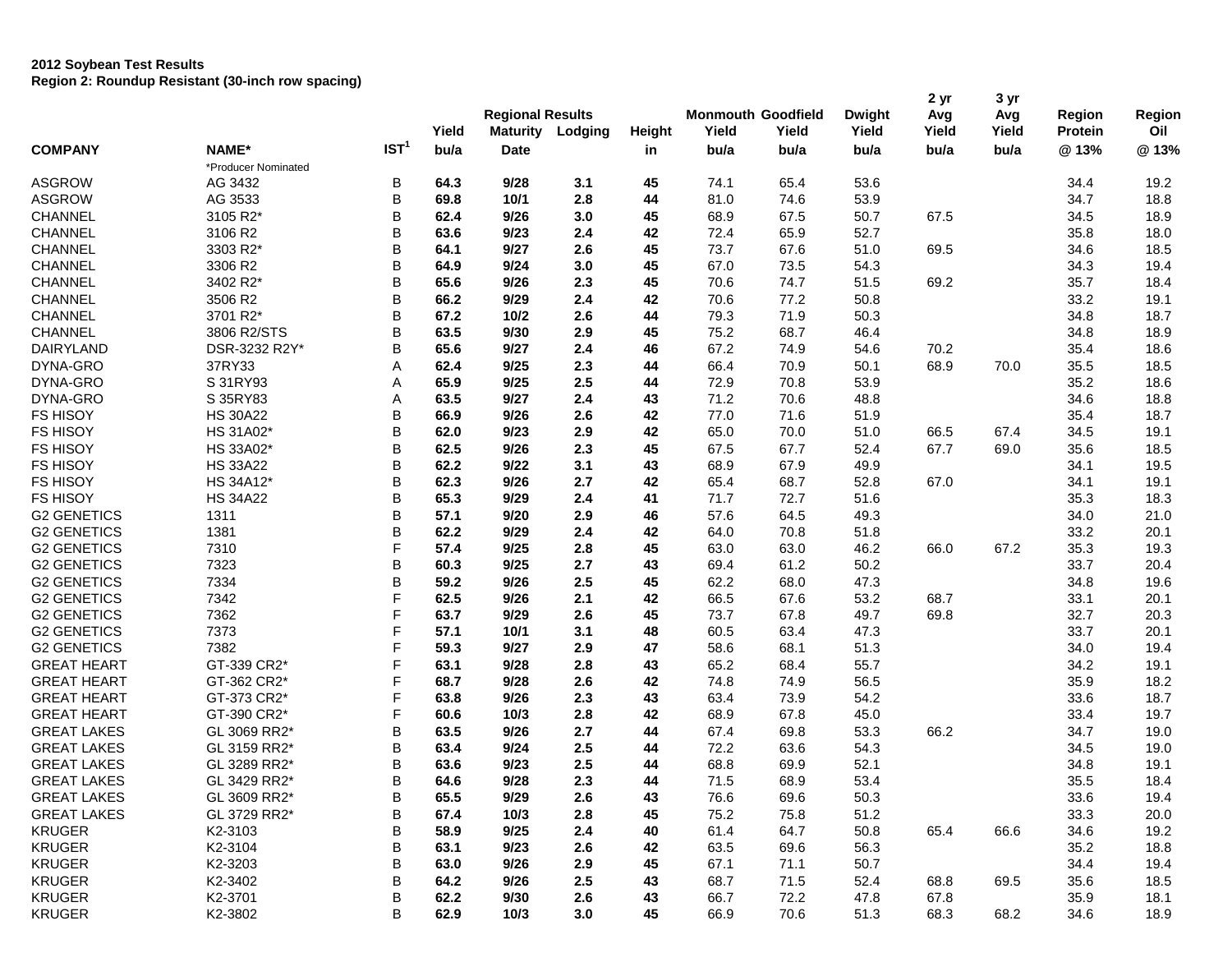**2012 Soybean Test Results**
**Region 2: Roundup Resistant (30-inch row spacing)**

| COMPANY | NAME* | IST[1] | Yield bu/a | Regional Results Maturity Date | Lodging | Height in | Monmouth Yield bu/a | Goodfield Yield bu/a | Dwight Yield bu/a | 2 yr Avg Yield bu/a | 3 yr Avg Yield bu/a | Region Protein @ 13% | Region Oil @ 13% |
|---|---|---|---|---|---|---|---|---|---|---|---|---|---|
| | *Producer Nominated | | | | | | | | | | | | |
| ASGROW | AG 3432 | B | **64.3** | **9/28** | **3.1** | **45** | 74.1 | 65.4 | 53.6 | | | 34.4 | 19.2 |
| ASGROW | AG 3533 | B | **69.8** | **10/1** | **2.8** | **44** | 81.0 | 74.6 | 53.9 | | | 34.7 | 18.8 |
| CHANNEL | 3105 R2* | B | **62.4** | **9/26** | **3.0** | **45** | 68.9 | 67.5 | 50.7 | 67.5 | | 34.5 | 18.9 |
| CHANNEL | 3106 R2 | B | **63.6** | **9/23** | **2.4** | **42** | 72.4 | 65.9 | 52.7 | | | 35.8 | 18.0 |
| CHANNEL | 3303 R2* | B | **64.1** | **9/27** | **2.6** | **45** | 73.7 | 67.6 | 51.0 | 69.5 | | 34.6 | 18.5 |
| CHANNEL | 3306 R2 | B | **64.9** | **9/24** | **3.0** | **45** | 67.0 | 73.5 | 54.3 | | | 34.3 | 19.4 |
| CHANNEL | 3402 R2* | B | **65.6** | **9/26** | **2.3** | **45** | 70.6 | 74.7 | 51.5 | 69.2 | | 35.7 | 18.4 |
| CHANNEL | 3506 R2 | B | **66.2** | **9/29** | **2.4** | **42** | 70.6 | 77.2 | 50.8 | | | 33.2 | 19.1 |
| CHANNEL | 3701 R2* | B | **67.2** | **10/2** | **2.6** | **44** | 79.3 | 71.9 | 50.3 | | | 34.8 | 18.7 |
| CHANNEL | 3806 R2/STS | B | **63.5** | **9/30** | **2.9** | **45** | 75.2 | 68.7 | 46.4 | | | 34.8 | 18.9 |
| DAIRYLAND | DSR-3232 R2Y* | B | **65.6** | **9/27** | **2.4** | **46** | 67.2 | 74.9 | 54.6 | 70.2 | | 35.4 | 18.6 |
| DYNA-GRO | 37RY33 | A | **62.4** | **9/25** | **2.3** | **44** | 66.4 | 70.9 | 50.1 | 68.9 | 70.0 | 35.5 | 18.5 |
| DYNA-GRO | S 31RY93 | A | **65.9** | **9/25** | **2.5** | **44** | 72.9 | 70.8 | 53.9 | | | 35.2 | 18.6 |
| DYNA-GRO | S 35RY83 | A | **63.5** | **9/27** | **2.4** | **43** | 71.2 | 70.6 | 48.8 | | | 34.6 | 18.8 |
| FS HISOY | HS 30A22 | B | **66.9** | **9/26** | **2.6** | **42** | 77.0 | 71.6 | 51.9 | | | 35.4 | 18.7 |
| FS HISOY | HS 31A02* | B | **62.0** | **9/23** | **2.9** | **42** | 65.0 | 70.0 | 51.0 | 66.5 | 67.4 | 34.5 | 19.1 |
| FS HISOY | HS 33A02* | B | **62.5** | **9/26** | **2.3** | **45** | 67.5 | 67.7 | 52.4 | 67.7 | 69.0 | 35.6 | 18.5 |
| FS HISOY | HS 33A22 | B | **62.2** | **9/22** | **3.1** | **43** | 68.9 | 67.9 | 49.9 | | | 34.1 | 19.5 |
| FS HISOY | HS 34A12* | B | **62.3** | **9/26** | **2.7** | **42** | 65.4 | 68.7 | 52.8 | 67.0 | | 34.1 | 19.1 |
| FS HISOY | HS 34A22 | B | **65.3** | **9/29** | **2.4** | **41** | 71.7 | 72.7 | 51.6 | | | 35.3 | 18.3 |
| G2 GENETICS | 1311 | B | **57.1** | **9/20** | **2.9** | **46** | 57.6 | 64.5 | 49.3 | | | 34.0 | 21.0 |
| G2 GENETICS | 1381 | B | **62.2** | **9/29** | **2.4** | **42** | 64.0 | 70.8 | 51.8 | | | 33.2 | 20.1 |
| G2 GENETICS | 7310 | F | **57.4** | **9/25** | **2.8** | **45** | 63.0 | 63.0 | 46.2 | 66.0 | 67.2 | 35.3 | 19.3 |
| G2 GENETICS | 7323 | B | **60.3** | **9/25** | **2.7** | **43** | 69.4 | 61.2 | 50.2 | | | 33.7 | 20.4 |
| G2 GENETICS | 7334 | B | **59.2** | **9/26** | **2.5** | **45** | 62.2 | 68.0 | 47.3 | | | 34.8 | 19.6 |
| G2 GENETICS | 7342 | F | **62.5** | **9/26** | **2.1** | **42** | 66.5 | 67.6 | 53.2 | 68.7 | | 33.1 | 20.1 |
| G2 GENETICS | 7362 | F | **63.7** | **9/29** | **2.6** | **45** | 73.7 | 67.8 | 49.7 | 69.8 | | 32.7 | 20.3 |
| G2 GENETICS | 7373 | F | **57.1** | **10/1** | **3.1** | **48** | 60.5 | 63.4 | 47.3 | | | 33.7 | 20.1 |
| G2 GENETICS | 7382 | F | **59.3** | **9/27** | **2.9** | **47** | 58.6 | 68.1 | 51.3 | | | 34.0 | 19.4 |
| GREAT HEART | GT-339 CR2* | F | **63.1** | **9/28** | **2.8** | **43** | 65.2 | 68.4 | 55.7 | | | 34.2 | 19.1 |
| GREAT HEART | GT-362 CR2* | F | **68.7** | **9/28** | **2.6** | **42** | 74.8 | 74.9 | 56.5 | | | 35.9 | 18.2 |
| GREAT HEART | GT-373 CR2* | F | **63.8** | **9/26** | **2.3** | **43** | 63.4 | 73.9 | 54.2 | | | 33.6 | 18.7 |
| GREAT HEART | GT-390 CR2* | F | **60.6** | **10/3** | **2.8** | **42** | 68.9 | 67.8 | 45.0 | | | 33.4 | 19.7 |
| GREAT LAKES | GL 3069 RR2* | B | **63.5** | **9/26** | **2.7** | **44** | 67.4 | 69.8 | 53.3 | 66.2 | | 34.7 | 19.0 |
| GREAT LAKES | GL 3159 RR2* | B | **63.4** | **9/24** | **2.5** | **44** | 72.2 | 63.6 | 54.3 | | | 34.5 | 19.0 |
| GREAT LAKES | GL 3289 RR2* | B | **63.6** | **9/23** | **2.5** | **44** | 68.8 | 69.9 | 52.1 | | | 34.8 | 19.1 |
| GREAT LAKES | GL 3429 RR2* | B | **64.6** | **9/28** | **2.3** | **44** | 71.5 | 68.9 | 53.4 | | | 35.5 | 18.4 |
| GREAT LAKES | GL 3609 RR2* | B | **65.5** | **9/29** | **2.6** | **43** | 76.6 | 69.6 | 50.3 | | | 33.6 | 19.4 |
| GREAT LAKES | GL 3729 RR2* | B | **67.4** | **10/3** | **2.8** | **45** | 75.2 | 75.8 | 51.2 | | | 33.3 | 20.0 |
| KRUGER | K2-3103 | B | **58.9** | **9/25** | **2.4** | **40** | 61.4 | 64.7 | 50.8 | 65.4 | 66.6 | 34.6 | 19.2 |
| KRUGER | K2-3104 | B | **63.1** | **9/23** | **2.6** | **42** | 63.5 | 69.6 | 56.3 | | | 35.2 | 18.8 |
| KRUGER | K2-3203 | B | **63.0** | **9/26** | **2.9** | **45** | 67.1 | 71.1 | 50.7 | | | 34.4 | 19.4 |
| KRUGER | K2-3402 | B | **64.2** | **9/26** | **2.5** | **43** | 68.7 | 71.5 | 52.4 | 68.8 | 69.5 | 35.6 | 18.5 |
| KRUGER | K2-3701 | B | **62.2** | **9/30** | **2.6** | **43** | 66.7 | 72.2 | 47.8 | 67.8 | | 35.9 | 18.1 |
| KRUGER | K2-3802 | B | **62.9** | **10/3** | **3.0** | **45** | 66.9 | 70.6 | 51.3 | 68.3 | 68.2 | 34.6 | 18.9 |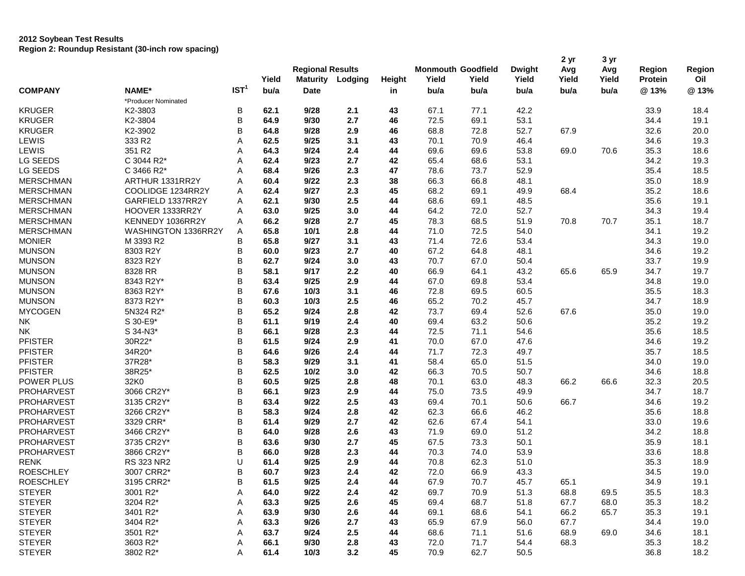**2012 Soybean Test Results**
**Region 2: Roundup Resistant (30-inch row spacing)**

| COMPANY | NAME* | IST[1] | Yield bu/a | Regional Results Maturity Date | Lodging | Height in | Monmouth Yield bu/a | Goodfield Yield bu/a | Dwight Yield bu/a | 2 yr Avg Yield bu/a | 3 yr Avg Yield bu/a | Region Protein @ 13% | Region Oil @ 13% |
|---|---|---|---|---|---|---|---|---|---|---|---|---|---|
| | *Producer Nominated | | | | | | | | | | | | |
| KRUGER | K2-3803 | B | **62.1** | **9/28** | **2.1** | **43** | 67.1 | 77.1 | 42.2 | | | 33.9 | 18.4 |
| KRUGER | K2-3804 | B | **64.9** | **9/30** | **2.7** | **46** | 72.5 | 69.1 | 53.1 | | | 34.4 | 19.1 |
| KRUGER | K2-3902 | B | **64.8** | **9/28** | **2.9** | **46** | 68.8 | 72.8 | 52.7 | 67.9 | | 32.6 | 20.0 |
| LEWIS | 333 R2 | A | **62.5** | **9/25** | **3.1** | **43** | 70.1 | 70.9 | 46.4 | | | 34.6 | 19.3 |
| LEWIS | 351 R2 | A | **64.3** | **9/24** | **2.4** | **44** | 69.6 | 69.6 | 53.8 | 69.0 | 70.6 | 35.3 | 18.6 |
| LG SEEDS | C 3044 R2* | A | **62.4** | **9/23** | **2.7** | **42** | 65.4 | 68.6 | 53.1 | | | 34.2 | 19.3 |
| LG SEEDS | C 3466 R2* | A | **68.4** | **9/26** | **2.3** | **47** | 78.6 | 73.7 | 52.9 | | | 35.4 | 18.5 |
| MERSCHMAN | ARTHUR 1331RR2Y | A | **60.4** | **9/22** | **2.3** | **38** | 66.3 | 66.8 | 48.1 | | | 35.0 | 18.9 |
| MERSCHMAN | COOLIDGE 1234RR2Y | A | **62.4** | **9/27** | **2.3** | **45** | 68.2 | 69.1 | 49.9 | 68.4 | | 35.2 | 18.6 |
| MERSCHMAN | GARFIELD 1337RR2Y | A | **62.1** | **9/30** | **2.5** | **44** | 68.6 | 69.1 | 48.5 | | | 35.6 | 19.1 |
| MERSCHMAN | HOOVER 1333RR2Y | A | **63.0** | **9/25** | **3.0** | **44** | 64.2 | 72.0 | 52.7 | | | 34.3 | 19.4 |
| MERSCHMAN | KENNEDY 1036RR2Y | A | **66.2** | **9/28** | **2.7** | **45** | 78.3 | 68.5 | 51.9 | 70.8 | 70.7 | 35.1 | 18.7 |
| MERSCHMAN | WASHINGTON 1336RR2Y | A | **65.8** | **10/1** | **2.8** | **44** | 71.0 | 72.5 | 54.0 | | | 34.1 | 19.2 |
| MONIER | M 3393 R2 | B | **65.8** | **9/27** | **3.1** | **43** | 71.4 | 72.6 | 53.4 | | | 34.3 | 19.0 |
| MUNSON | 8303 R2Y | B | **60.0** | **9/23** | **2.7** | **40** | 67.2 | 64.8 | 48.1 | | | 34.6 | 19.2 |
| MUNSON | 8323 R2Y | B | **62.7** | **9/24** | **3.0** | **43** | 70.7 | 67.0 | 50.4 | | | 33.7 | 19.9 |
| MUNSON | 8328 RR | B | **58.1** | **9/17** | **2.2** | **40** | 66.9 | 64.1 | 43.2 | 65.6 | 65.9 | 34.7 | 19.7 |
| MUNSON | 8343 R2Y* | B | **63.4** | **9/25** | **2.9** | **44** | 67.0 | 69.8 | 53.4 | | | 34.8 | 19.0 |
| MUNSON | 8363 R2Y* | B | **67.6** | **10/3** | **3.1** | **46** | 72.8 | 69.5 | 60.5 | | | 35.5 | 18.3 |
| MUNSON | 8373 R2Y* | B | **60.3** | **10/3** | **2.5** | **46** | 65.2 | 70.2 | 45.7 | | | 34.7 | 18.9 |
| MYCOGEN | 5N324 R2* | B | **65.2** | **9/24** | **2.8** | **42** | 73.7 | 69.4 | 52.6 | 67.6 | | 35.0 | 19.0 |
| NK | S 30-E9* | B | **61.1** | **9/19** | **2.4** | **40** | 69.4 | 63.2 | 50.6 | | | 35.2 | 19.2 |
| NK | S 34-N3* | B | **66.1** | **9/28** | **2.3** | **44** | 72.5 | 71.1 | 54.6 | | | 35.6 | 18.5 |
| PFISTER | 30R22* | B | **61.5** | **9/24** | **2.9** | **41** | 70.0 | 67.0 | 47.6 | | | 34.6 | 19.2 |
| PFISTER | 34R20* | B | **64.6** | **9/26** | **2.4** | **44** | 71.7 | 72.3 | 49.7 | | | 35.7 | 18.5 |
| PFISTER | 37R28* | B | **58.3** | **9/29** | **3.1** | **41** | 58.4 | 65.0 | 51.5 | | | 34.0 | 19.0 |
| PFISTER | 38R25* | B | **62.5** | **10/2** | **3.0** | **42** | 66.3 | 70.5 | 50.7 | | | 34.6 | 18.8 |
| POWER PLUS | 32K0 | B | **60.5** | **9/25** | **2.8** | **48** | 70.1 | 63.0 | 48.3 | 66.2 | 66.6 | 32.3 | 20.5 |
| PROHARVEST | 3066 CR2Y* | B | **66.1** | **9/23** | **2.9** | **44** | 75.0 | 73.5 | 49.9 | | | 34.7 | 18.7 |
| PROHARVEST | 3135 CR2Y* | B | **63.4** | **9/22** | **2.5** | **43** | 69.4 | 70.1 | 50.6 | 66.7 | | 34.6 | 19.2 |
| PROHARVEST | 3266 CR2Y* | B | **58.3** | **9/24** | **2.8** | **42** | 62.3 | 66.6 | 46.2 | | | 35.6 | 18.8 |
| PROHARVEST | 3329 CRR* | B | **61.4** | **9/29** | **2.7** | **42** | 62.6 | 67.4 | 54.1 | | | 33.0 | 19.6 |
| PROHARVEST | 3466 CR2Y* | B | **64.0** | **9/28** | **2.6** | **43** | 71.9 | 69.0 | 51.2 | | | 34.2 | 18.8 |
| PROHARVEST | 3735 CR2Y* | B | **63.6** | **9/30** | **2.7** | **45** | 67.5 | 73.3 | 50.1 | | | 35.9 | 18.1 |
| PROHARVEST | 3866 CR2Y* | B | **66.0** | **9/28** | **2.3** | **44** | 70.3 | 74.0 | 53.9 | | | 33.6 | 18.8 |
| RENK | RS 323 NR2 | U | **61.4** | **9/25** | **2.9** | **44** | 70.8 | 62.3 | 51.0 | | | 35.3 | 18.9 |
| ROESCHLEY | 3007 CRR2* | B | **60.7** | **9/23** | **2.4** | **42** | 72.0 | 66.9 | 43.3 | | | 34.5 | 19.0 |
| ROESCHLEY | 3195 CRR2* | B | **61.5** | **9/25** | **2.4** | **44** | 67.9 | 70.7 | 45.7 | 65.1 | | 34.9 | 19.1 |
| STEYER | 3001 R2* | A | **64.0** | **9/22** | **2.4** | **42** | 69.7 | 70.9 | 51.3 | 68.8 | 69.5 | 35.5 | 18.3 |
| STEYER | 3204 R2* | A | **63.3** | **9/25** | **2.6** | **45** | 69.4 | 68.7 | 51.8 | 67.7 | 68.0 | 35.3 | 18.2 |
| STEYER | 3401 R2* | A | **63.9** | **9/30** | **2.6** | **44** | 69.1 | 68.6 | 54.1 | 66.2 | 65.7 | 35.3 | 19.1 |
| STEYER | 3404 R2* | A | **63.3** | **9/26** | **2.7** | **43** | 65.9 | 67.9 | 56.0 | 67.7 | | 34.4 | 19.0 |
| STEYER | 3501 R2* | A | **63.7** | **9/24** | **2.5** | **44** | 68.6 | 71.1 | 51.6 | 68.9 | 69.0 | 34.6 | 18.1 |
| STEYER | 3603 R2* | A | **66.1** | **9/30** | **2.8** | **43** | 72.0 | 71.7 | 54.4 | 68.3 | | 35.3 | 18.2 |
| STEYER | 3802 R2* | A | **61.4** | **10/3** | **3.2** | **45** | 70.9 | 62.7 | 50.5 | | | 36.8 | 18.2 |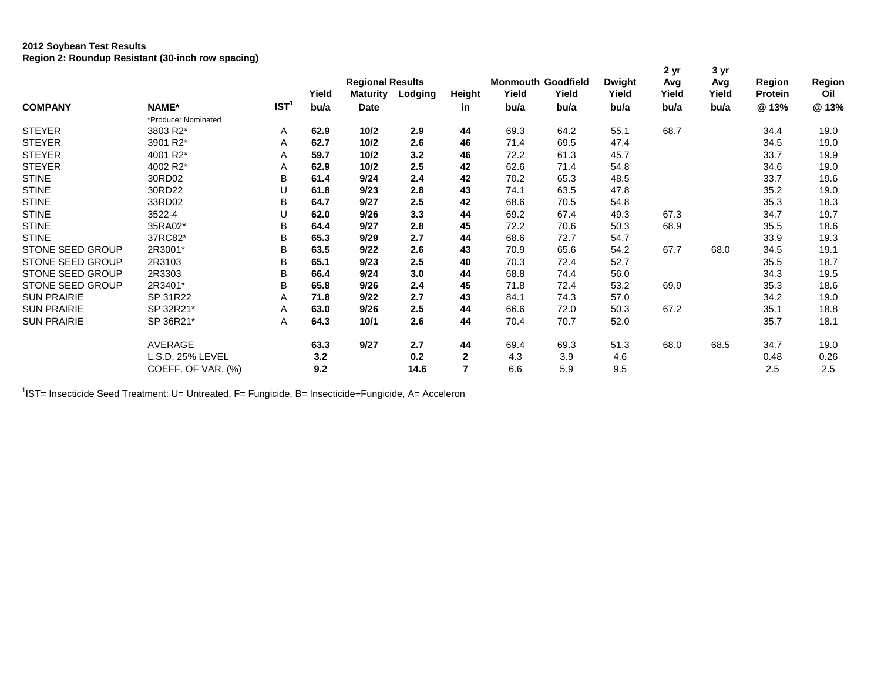**2012 Soybean Test Results**
**Region 2: Roundup Resistant (30-inch row spacing)**

| | | | | Regional Results | | | Monmouth | Goodfield | Dwight | 2 yr | 3 yr | Region | Region |
|---|---|---|---|---|---|---|---|---|---|---|---|---|---|
| | | | Yield | Maturity | Lodging | Height | Yield | Yield | Yield | Avg Yield | Avg Yield | Protein | Oil |
| COMPANY | NAME* | IST[1] | bu/a | Date | | in | bu/a | bu/a | bu/a | bu/a | bu/a | @ 13% | @ 13% |
| | *Producer Nominated | | | | | | | | | | | | |
| STEYER | 3803 R2* | A | **62.9** | **10/2** | **2.9** | **44** | 69.3 | 64.2 | 55.1 | 68.7 | | 34.4 | 19.0 |
| STEYER | 3901 R2* | A | **62.7** | **10/2** | **2.6** | **46** | 71.4 | 69.5 | 47.4 | | | 34.5 | 19.0 |
| STEYER | 4001 R2* | A | **59.7** | **10/2** | **3.2** | **46** | 72.2 | 61.3 | 45.7 | | | 33.7 | 19.9 |
| STEYER | 4002 R2* | A | **62.9** | **10/2** | **2.5** | **42** | 62.6 | 71.4 | 54.8 | | | 34.6 | 19.0 |
| STINE | 30RD02 | B | **61.4** | **9/24** | **2.4** | **42** | 70.2 | 65.3 | 48.5 | | | 33.7 | 19.6 |
| STINE | 30RD22 | U | **61.8** | **9/23** | **2.8** | **43** | 74.1 | 63.5 | 47.8 | | | 35.2 | 19.0 |
| STINE | 33RD02 | B | **64.7** | **9/27** | **2.5** | **42** | 68.6 | 70.5 | 54.8 | | | 35.3 | 18.3 |
| STINE | 3522-4 | U | **62.0** | **9/26** | **3.3** | **44** | 69.2 | 67.4 | 49.3 | 67.3 | | 34.7 | 19.7 |
| STINE | 35RA02* | B | **64.4** | **9/27** | **2.8** | **45** | 72.2 | 70.6 | 50.3 | 68.9 | | 35.5 | 18.6 |
| STINE | 37RC82* | B | **65.3** | **9/29** | **2.7** | **44** | 68.6 | 72.7 | 54.7 | | | 33.9 | 19.3 |
| STONE SEED GROUP | 2R3001* | B | **63.5** | **9/22** | **2.6** | **43** | 70.9 | 65.6 | 54.2 | 67.7 | 68.0 | 34.5 | 19.1 |
| STONE SEED GROUP | 2R3103 | B | **65.1** | **9/23** | **2.5** | **40** | 70.3 | 72.4 | 52.7 | | | 35.5 | 18.7 |
| STONE SEED GROUP | 2R3303 | B | **66.4** | **9/24** | **3.0** | **44** | 68.8 | 74.4 | 56.0 | | | 34.3 | 19.5 |
| STONE SEED GROUP | 2R3401* | B | **65.8** | **9/26** | **2.4** | **45** | 71.8 | 72.4 | 53.2 | 69.9 | | 35.3 | 18.6 |
| SUN PRAIRIE | SP 31R22 | A | **71.8** | **9/22** | **2.7** | **43** | 84.1 | 74.3 | 57.0 | | | 34.2 | 19.0 |
| SUN PRAIRIE | SP 32R21* | A | **63.0** | **9/26** | **2.5** | **44** | 66.6 | 72.0 | 50.3 | 67.2 | | 35.1 | 18.8 |
| SUN PRAIRIE | SP 36R21* | A | **64.3** | **10/1** | **2.6** | **44** | 70.4 | 70.7 | 52.0 | | | 35.7 | 18.1 |
| | AVERAGE | | **63.3** | **9/27** | **2.7** | **44** | 69.4 | 69.3 | 51.3 | 68.0 | 68.5 | 34.7 | 19.0 |
| | L.S.D. 25% LEVEL | | **3.2** | | **0.2** | **2** | 4.3 | 3.9 | 4.6 | | | 0.48 | 0.26 |
| | COEFF. OF VAR. (%) | | **9.2** | | **14.6** | **7** | 6.6 | 5.9 | 9.5 | | | 2.5 | 2.5 |

[1]IST= Insecticide Seed Treatment: U= Untreated, F= Fungicide, B= Insecticide+Fungicide, A= Acceleron